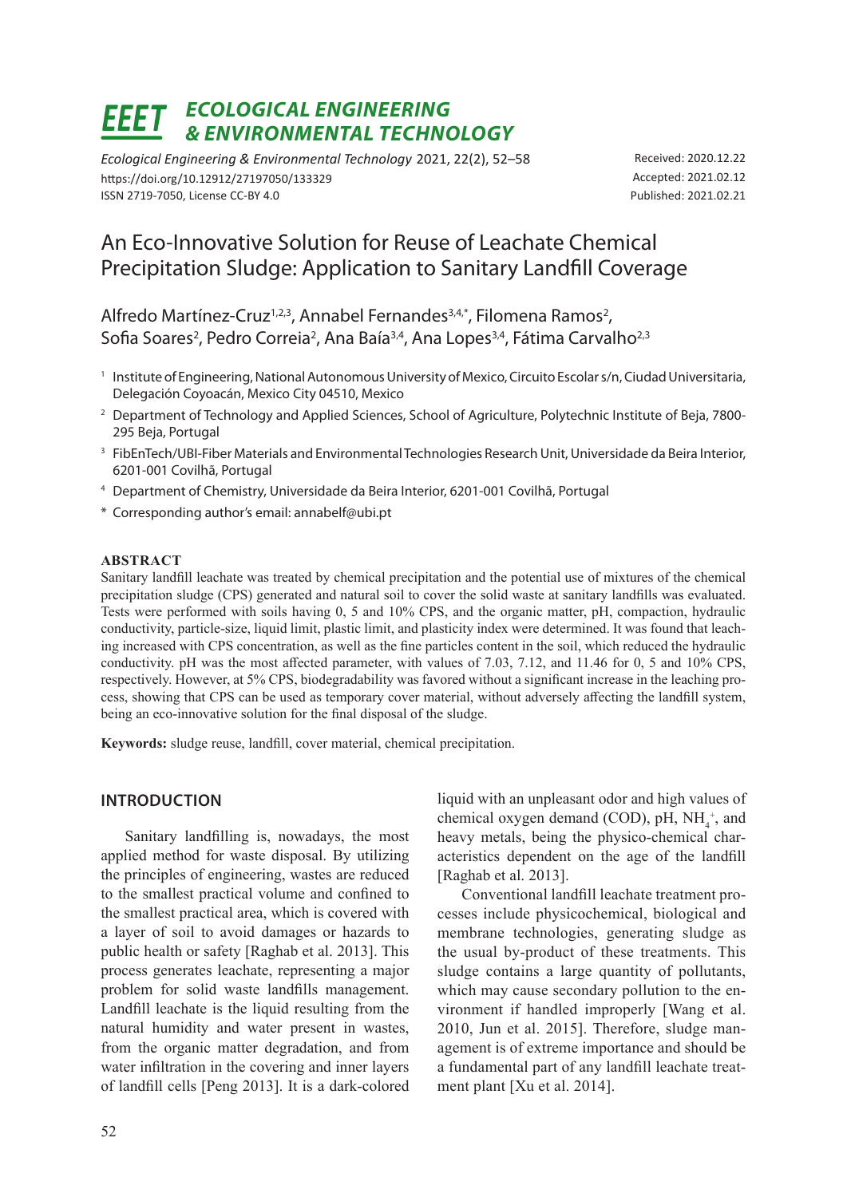# ECOLOGICAL ENGINEERING & ENVIRONMENTAL TECHNOLOGY

*Ecological Engineering & Environmental Technology* 2021, 22(2), 52–58
https://doi.org/10.12912/27197050/133329
ISSN 2719-7050, License CC-BY 4.0

Received: 2020.12.22
Accepted: 2021.02.12
Published: 2021.02.21

# An Eco-Innovative Solution for Reuse of Leachate Chemical Precipitation Sludge: Application to Sanitary Landfill Coverage

Alfredo Martínez-Cruz[1,2,3], Annabel Fernandes[3,4,*], Filomena Ramos[2], Sofia Soares[2], Pedro Correia[2], Ana Baía[3,4], Ana Lopes[3,4], Fátima Carvalho[2,3]

[1] Institute of Engineering, National Autonomous University of Mexico, Circuito Escolar s/n, Ciudad Universitaria, Delegación Coyoacán, Mexico City 04510, Mexico

[2] Department of Technology and Applied Sciences, School of Agriculture, Polytechnic Institute of Beja, 7800-295 Beja, Portugal

[3] FibEnTech/UBI-Fiber Materials and Environmental Technologies Research Unit, Universidade da Beira Interior, 6201-001 Covilhã, Portugal

[4] Department of Chemistry, Universidade da Beira Interior, 6201-001 Covilhã, Portugal

\* Corresponding author's email: annabelf@ubi.pt

## ABSTRACT

Sanitary landfill leachate was treated by chemical precipitation and the potential use of mixtures of the chemical precipitation sludge (CPS) generated and natural soil to cover the solid waste at sanitary landfills was evaluated. Tests were performed with soils having 0, 5 and 10% CPS, and the organic matter, pH, compaction, hydraulic conductivity, particle-size, liquid limit, plastic limit, and plasticity index were determined. It was found that leaching increased with CPS concentration, as well as the fine particles content in the soil, which reduced the hydraulic conductivity. pH was the most affected parameter, with values of 7.03, 7.12, and 11.46 for 0, 5 and 10% CPS, respectively. However, at 5% CPS, biodegradability was favored without a significant increase in the leaching process, showing that CPS can be used as temporary cover material, without adversely affecting the landfill system, being an eco-innovative solution for the final disposal of the sludge.

**Keywords:** sludge reuse, landfill, cover material, chemical precipitation.

## INTRODUCTION

Sanitary landfilling is, nowadays, the most applied method for waste disposal. By utilizing the principles of engineering, wastes are reduced to the smallest practical volume and confined to the smallest practical area, which is covered with a layer of soil to avoid damages or hazards to public health or safety [Raghab et al. 2013]. This process generates leachate, representing a major problem for solid waste landfills management. Landfill leachate is the liquid resulting from the natural humidity and water present in wastes, from the organic matter degradation, and from water infiltration in the covering and inner layers of landfill cells [Peng 2013]. It is a dark-colored liquid with an unpleasant odor and high values of chemical oxygen demand (COD), pH, $NH_4^+$, and heavy metals, being the physico-chemical characteristics dependent on the age of the landfill [Raghab et al. 2013].

Conventional landfill leachate treatment processes include physicochemical, biological and membrane technologies, generating sludge as the usual by-product of these treatments. This sludge contains a large quantity of pollutants, which may cause secondary pollution to the environment if handled improperly [Wang et al. 2010, Jun et al. 2015]. Therefore, sludge management is of extreme importance and should be a fundamental part of any landfill leachate treatment plant [Xu et al. 2014].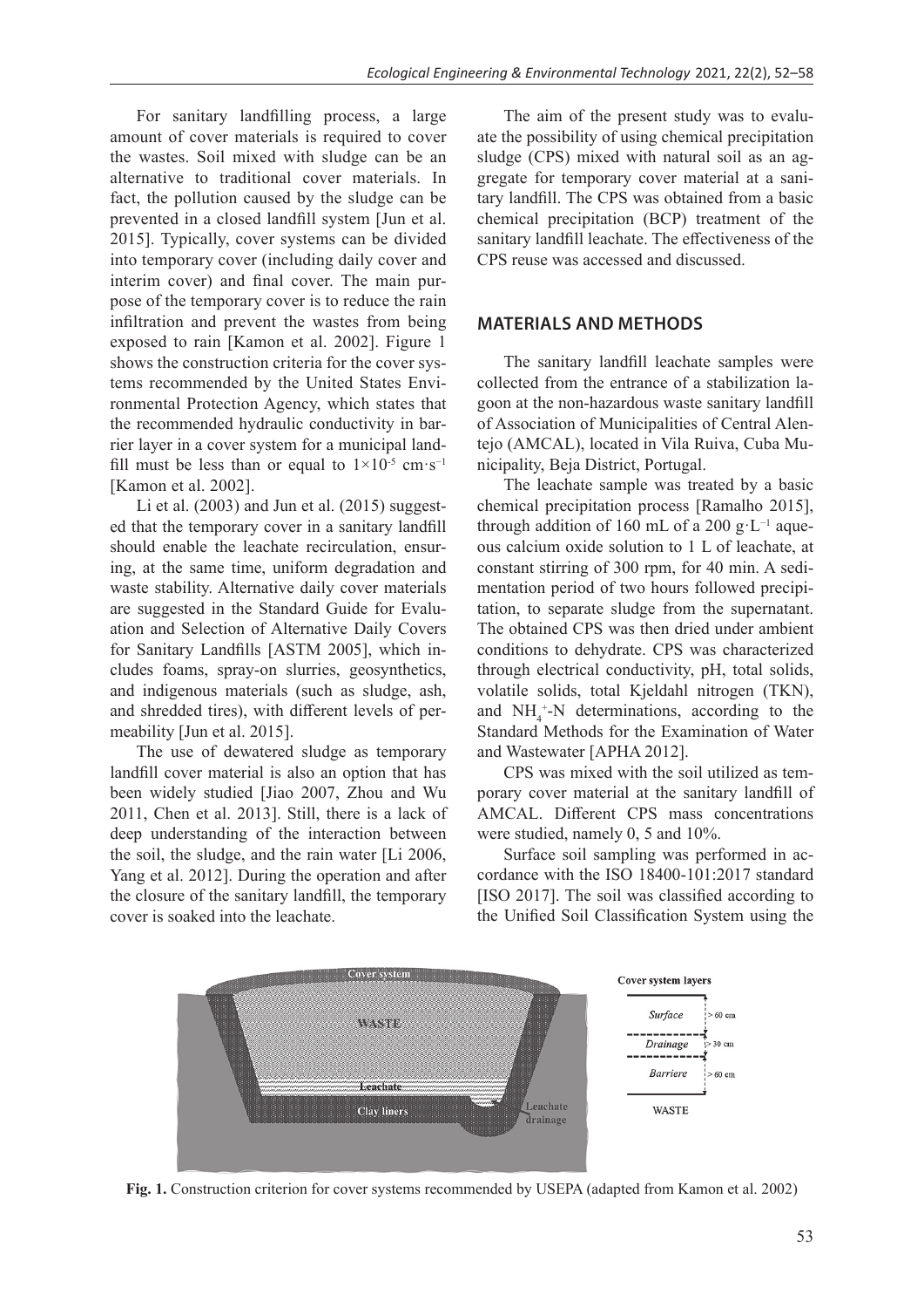For sanitary landfilling process, a large amount of cover materials is required to cover the wastes. Soil mixed with sludge can be an alternative to traditional cover materials. In fact, the pollution caused by the sludge can be prevented in a closed landfill system [Jun et al. 2015]. Typically, cover systems can be divided into temporary cover (including daily cover and interim cover) and final cover. The main purpose of the temporary cover is to reduce the rain infiltration and prevent the wastes from being exposed to rain [Kamon et al. 2002]. Figure 1 shows the construction criteria for the cover systems recommended by the United States Environmental Protection Agency, which states that the recommended hydraulic conductivity in barrier layer in a cover system for a municipal landfill must be less than or equal to $1 \times 10^{-5}$ $cm \cdot s^{-1}$ [Kamon et al. 2002].

Li et al. (2003) and Jun et al. (2015) suggested that the temporary cover in a sanitary landfill should enable the leachate recirculation, ensuring, at the same time, uniform degradation and waste stability. Alternative daily cover materials are suggested in the Standard Guide for Evaluation and Selection of Alternative Daily Covers for Sanitary Landfills [ASTM 2005], which includes foams, spray-on slurries, geosynthetics, and indigenous materials (such as sludge, ash, and shredded tires), with different levels of permeability [Jun et al. 2015].

The use of dewatered sludge as temporary landfill cover material is also an option that has been widely studied [Jiao 2007, Zhou and Wu 2011, Chen et al. 2013]. Still, there is a lack of deep understanding of the interaction between the soil, the sludge, and the rain water [Li 2006, Yang et al. 2012]. During the operation and after the closure of the sanitary landfill, the temporary cover is soaked into the leachate.

The aim of the present study was to evaluate the possibility of using chemical precipitation sludge (CPS) mixed with natural soil as an aggregate for temporary cover material at a sanitary landfill. The CPS was obtained from a basic chemical precipitation (BCP) treatment of the sanitary landfill leachate. The effectiveness of the CPS reuse was accessed and discussed.

## MATERIALS AND METHODS

The sanitary landfill leachate samples were collected from the entrance of a stabilization lagoon at the non-hazardous waste sanitary landfill of Association of Municipalities of Central Alentejo (AMCAL), located in Vila Ruiva, Cuba Municipality, Beja District, Portugal.

The leachate sample was treated by a basic chemical precipitation process [Ramalho 2015], through addition of 160 mL of a 200 $g \cdot L^{-1}$ aqueous calcium oxide solution to 1 L of leachate, at constant stirring of 300 rpm, for 40 min. A sedimentation period of two hours followed precipitation, to separate sludge from the supernatant. The obtained CPS was then dried under ambient conditions to dehydrate. CPS was characterized through electrical conductivity, pH, total solids, volatile solids, total Kjeldahl nitrogen (TKN), and $NH_4^+$-N determinations, according to the Standard Methods for the Examination of Water and Wastewater [APHA 2012].

CPS was mixed with the soil utilized as temporary cover material at the sanitary landfill of AMCAL. Different CPS mass concentrations were studied, namely 0, 5 and 10%.

Surface soil sampling was performed in accordance with the ISO 18400-101:2017 standard [ISO 2017]. The soil was classified according to the Unified Soil Classification System using the

**Fig. 1.** Construction criterion for cover systems recommended by USEPA (adapted from Kamon et al. 2002)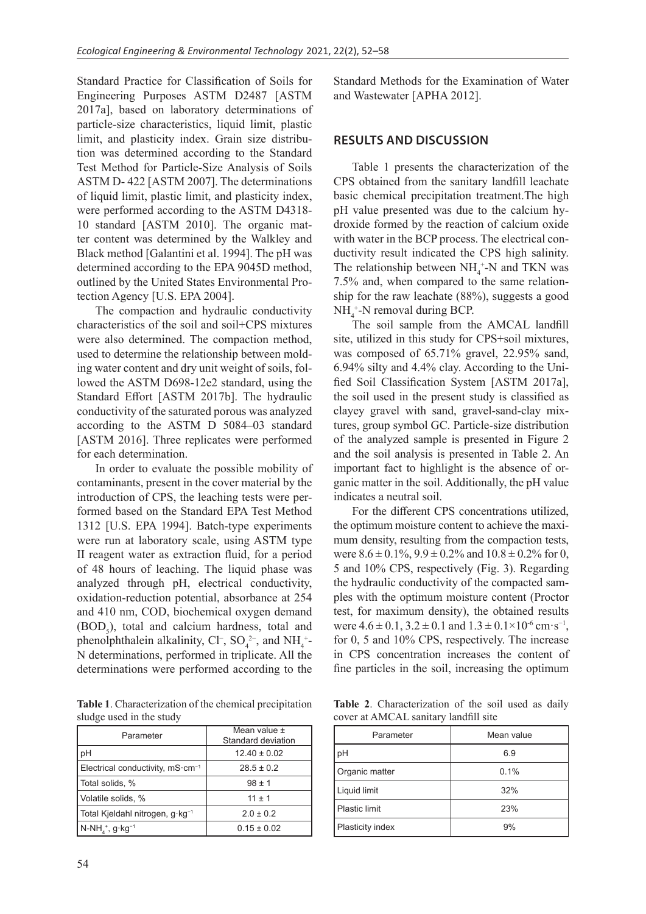Standard Practice for Classification of Soils for Engineering Purposes ASTM D2487 [ASTM 2017a], based on laboratory determinations of particle-size characteristics, liquid limit, plastic limit, and plasticity index. Grain size distribution was determined according to the Standard Test Method for Particle-Size Analysis of Soils ASTM D- 422 [ASTM 2007]. The determinations of liquid limit, plastic limit, and plasticity index, were performed according to the ASTM D4318-10 standard [ASTM 2010]. The organic matter content was determined by the Walkley and Black method [Galantini et al. 1994]. The pH was determined according to the EPA 9045D method, outlined by the United States Environmental Protection Agency [U.S. EPA 2004].

The compaction and hydraulic conductivity characteristics of the soil and soil+CPS mixtures were also determined. The compaction method, used to determine the relationship between molding water content and dry unit weight of soils, followed the ASTM D698-12e2 standard, using the Standard Effort [ASTM 2017b]. The hydraulic conductivity of the saturated porous was analyzed according to the ASTM D 5084–03 standard [ASTM 2016]. Three replicates were performed for each determination.

In order to evaluate the possible mobility of contaminants, present in the cover material by the introduction of CPS, the leaching tests were performed based on the Standard EPA Test Method 1312 [U.S. EPA 1994]. Batch-type experiments were run at laboratory scale, using ASTM type II reagent water as extraction fluid, for a period of 48 hours of leaching. The liquid phase was analyzed through pH, electrical conductivity, oxidation-reduction potential, absorbance at 254 and 410 nm, COD, biochemical oxygen demand ($BOD_5$), total and calcium hardness, total and phenolphthalein alkalinity, $Cl^-$, $SO_4^{2-}$, and $NH_4^+$-N determinations, performed in triplicate. All the determinations were performed according to the Standard Methods for the Examination of Water and Wastewater [APHA 2012].

## RESULTS AND DISCUSSION

Table 1 presents the characterization of the CPS obtained from the sanitary landfill leachate basic chemical precipitation treatment.The high pH value presented was due to the calcium hydroxide formed by the reaction of calcium oxide with water in the BCP process. The electrical conductivity result indicated the CPS high salinity. The relationship between $NH_4^+$-N and TKN was 7.5% and, when compared to the same relationship for the raw leachate (88%), suggests a good $NH_4^+$-N removal during BCP.

The soil sample from the AMCAL landfill site, utilized in this study for CPS+soil mixtures, was composed of 65.71% gravel, 22.95% sand, 6.94% silty and 4.4% clay. According to the Unified Soil Classification System [ASTM 2017a], the soil used in the present study is classified as clayey gravel with sand, gravel-sand-clay mixtures, group symbol GC. Particle-size distribution of the analyzed sample is presented in Figure 2 and the soil analysis is presented in Table 2. An important fact to highlight is the absence of organic matter in the soil. Additionally, the pH value indicates a neutral soil.

For the different CPS concentrations utilized, the optimum moisture content to achieve the maximum density, resulting from the compaction tests, were $8.6 \pm 0.1\%$, $9.9 \pm 0.2\%$ and $10.8 \pm 0.2\%$ for 0, 5 and 10% CPS, respectively (Fig. 3). Regarding the hydraulic conductivity of the compacted samples with the optimum moisture content (Proctor test, for maximum density), the obtained results were $4.6 \pm 0.1$, $3.2 \pm 0.1$ and $1.3 \pm 0.1 \times 10^{-6}$ $cm \cdot s^{-1}$, for 0, 5 and 10% CPS, respectively. The increase in CPS concentration increases the content of fine particles in the soil, increasing the optimum

**Table 1**. Characterization of the chemical precipitation sludge used in the study

| Parameter | Mean value ± Standard deviation |
|---|---|
| pH | 12.40 ± 0.02 |
| Electrical conductivity, $mS \cdot cm^{-1}$ | 28.5 ± 0.2 |
| Total solids, % | 98 ± 1 |
| Volatile solids, % | 11 ± 1 |
| Total Kjeldahl nitrogen, $g \cdot kg^{-1}$ | 2.0 ± 0.2 |
| $N\text{-}NH_4^+$, $g \cdot kg^{-1}$ | 0.15 ± 0.02 |

**Table 2**. Characterization of the soil used as daily cover at AMCAL sanitary landfill site

| Parameter | Mean value |
|---|---|
| pH | 6.9 |
| Organic matter | 0.1% |
| Liquid limit | 32% |
| Plastic limit | 23% |
| Plasticity index | 9% |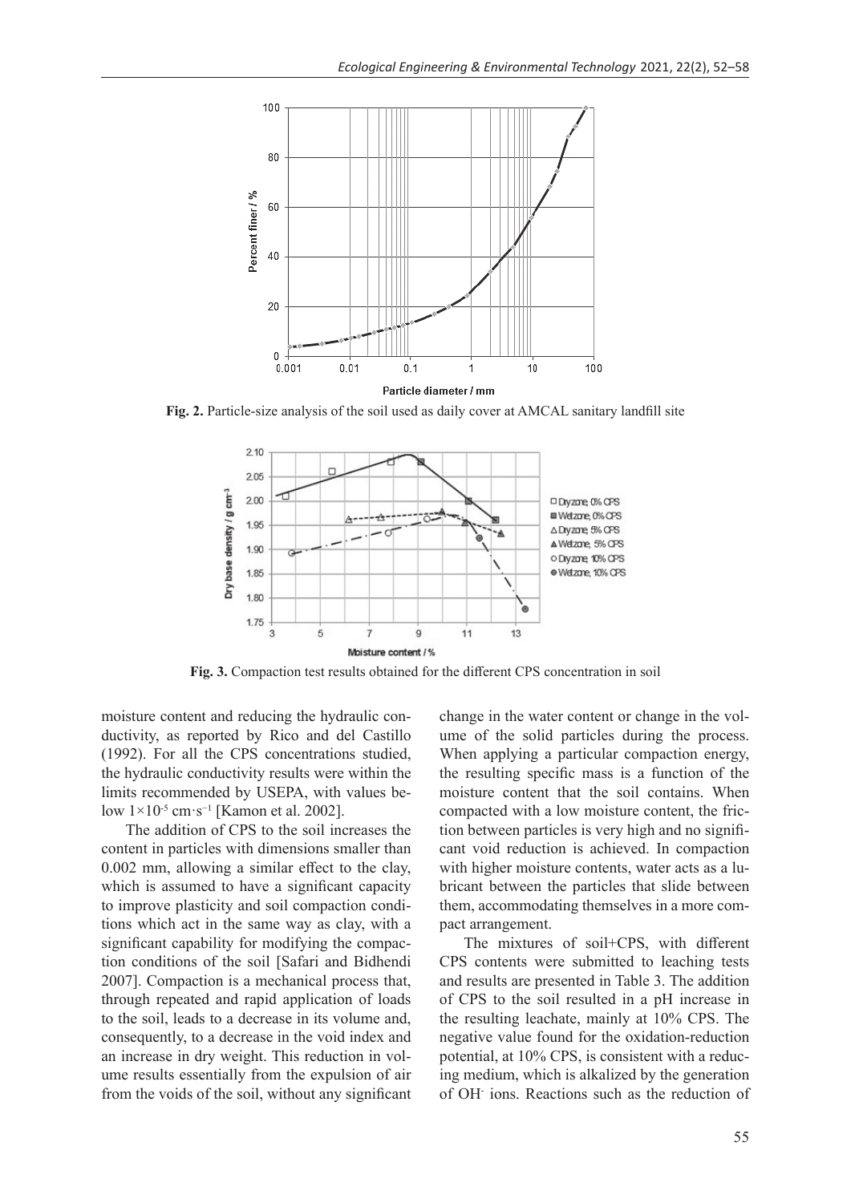**Fig. 2.** Particle-size analysis of the soil used as daily cover at AMCAL sanitary landfill site

**Fig. 3.** Compaction test results obtained for the different CPS concentration in soil

moisture content and reducing the hydraulic conductivity, as reported by Rico and del Castillo (1992). For all the CPS concentrations studied, the hydraulic conductivity results were within the limits recommended by USEPA, with values below $1 \times 10^{-5}$ $cm \cdot s^{-1}$ [Kamon et al. 2002].

The addition of CPS to the soil increases the content in particles with dimensions smaller than 0.002 mm, allowing a similar effect to the clay, which is assumed to have a significant capacity to improve plasticity and soil compaction conditions which act in the same way as clay, with a significant capability for modifying the compaction conditions of the soil [Safari and Bidhendi 2007]. Compaction is a mechanical process that, through repeated and rapid application of loads to the soil, leads to a decrease in its volume and, consequently, to a decrease in the void index and an increase in dry weight. This reduction in volume results essentially from the expulsion of air from the voids of the soil, without any significant change in the water content or change in the volume of the solid particles during the process. When applying a particular compaction energy, the resulting specific mass is a function of the moisture content that the soil contains. When compacted with a low moisture content, the friction between particles is very high and no significant void reduction is achieved. In compaction with higher moisture contents, water acts as a lubricant between the particles that slide between them, accommodating themselves in a more compact arrangement.

The mixtures of soil+CPS, with different CPS contents were submitted to leaching tests and results are presented in Table 3. The addition of CPS to the soil resulted in a pH increase in the resulting leachate, mainly at 10% CPS. The negative value found for the oxidation-reduction potential, at 10% CPS, is consistent with a reducing medium, which is alkalized by the generation of $OH^-$ ions. Reactions such as the reduction of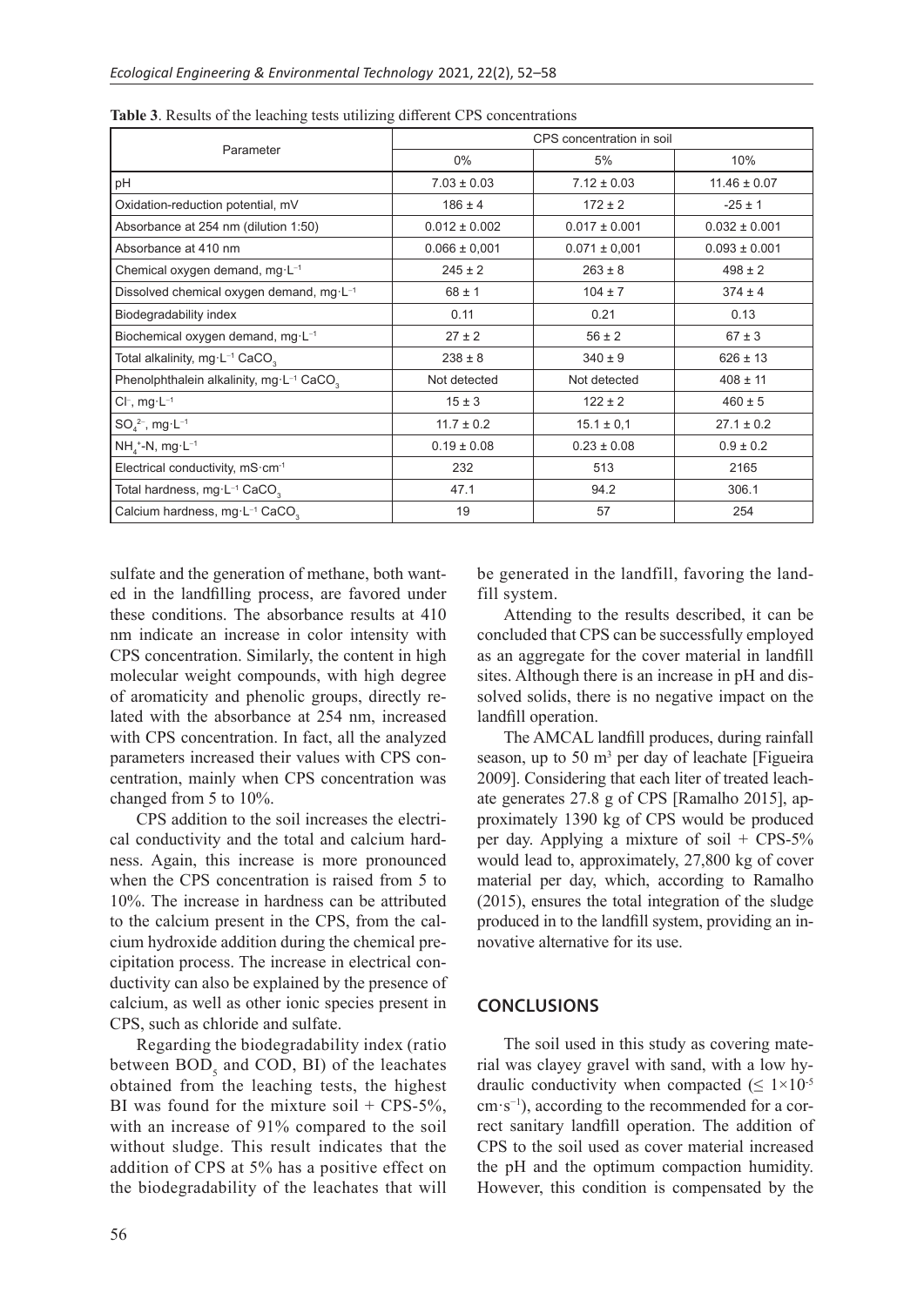**Table 3**. Results of the leaching tests utilizing different CPS concentrations

| Parameter | CPS concentration in soil | | |
|---|---|---|---|
| | 0% | 5% | 10% |
| pH | 7.03 ± 0.03 | 7.12 ± 0.03 | 11.46 ± 0.07 |
| Oxidation-reduction potential, mV | 186 ± 4 | 172 ± 2 | -25 ± 1 |
| Absorbance at 254 nm (dilution 1:50) | 0.012 ± 0.002 | 0.017 ± 0.001 | 0.032 ± 0.001 |
| Absorbance at 410 nm | 0.066 ± 0,001 | 0.071 ± 0,001 | 0.093 ± 0.001 |
| Chemical oxygen demand, $mg \cdot L^{-1}$ | 245 ± 2 | 263 ± 8 | 498 ± 2 |
| Dissolved chemical oxygen demand, $mg \cdot L^{-1}$ | 68 ± 1 | 104 ± 7 | 374 ± 4 |
| Biodegradability index | 0.11 | 0.21 | 0.13 |
| Biochemical oxygen demand, $mg \cdot L^{-1}$ | 27 ± 2 | 56 ± 2 | 67 ± 3 |
| Total alkalinity, $mg \cdot L^{-1}$ $CaCO_3$ | 238 ± 8 | 340 ± 9 | 626 ± 13 |
| Phenolphthalein alkalinity, $mg \cdot L^{-1}$ $CaCO_3$ | Not detected | Not detected | 408 ± 11 |
| $Cl^-$, $mg \cdot L^{-1}$ | 15 ± 3 | 122 ± 2 | 460 ± 5 |
| $SO_4^{2-}$, $mg \cdot L^{-1}$ | 11.7 ± 0.2 | 15.1 ± 0,1 | 27.1 ± 0.2 |
| $NH_4^+$-N, $mg \cdot L^{-1}$ | 0.19 ± 0.08 | 0.23 ± 0.08 | 0.9 ± 0.2 |
| Electrical conductivity, $mS \cdot cm^{-1}$ | 232 | 513 | 2165 |
| Total hardness, $mg \cdot L^{-1}$ $CaCO_3$ | 47.1 | 94.2 | 306.1 |
| Calcium hardness, $mg \cdot L^{-1}$ $CaCO_3$ | 19 | 57 | 254 |

sulfate and the generation of methane, both wanted in the landfilling process, are favored under these conditions. The absorbance results at 410 nm indicate an increase in color intensity with CPS concentration. Similarly, the content in high molecular weight compounds, with high degree of aromaticity and phenolic groups, directly related with the absorbance at 254 nm, increased with CPS concentration. In fact, all the analyzed parameters increased their values with CPS concentration, mainly when CPS concentration was changed from 5 to 10%.

CPS addition to the soil increases the electrical conductivity and the total and calcium hardness. Again, this increase is more pronounced when the CPS concentration is raised from 5 to 10%. The increase in hardness can be attributed to the calcium present in the CPS, from the calcium hydroxide addition during the chemical precipitation process. The increase in electrical conductivity can also be explained by the presence of calcium, as well as other ionic species present in CPS, such as chloride and sulfate.

Regarding the biodegradability index (ratio between $BOD_5$ and COD, BI) of the leachates obtained from the leaching tests, the highest BI was found for the mixture soil + CPS-5%, with an increase of 91% compared to the soil without sludge. This result indicates that the addition of CPS at 5% has a positive effect on the biodegradability of the leachates that will be generated in the landfill, favoring the landfill system.

Attending to the results described, it can be concluded that CPS can be successfully employed as an aggregate for the cover material in landfill sites. Although there is an increase in pH and dissolved solids, there is no negative impact on the landfill operation.

The AMCAL landfill produces, during rainfall season, up to 50 $m^3$ per day of leachate [Figueira 2009]. Considering that each liter of treated leachate generates 27.8 g of CPS [Ramalho 2015], approximately 1390 kg of CPS would be produced per day. Applying a mixture of soil + CPS-5% would lead to, approximately, 27,800 kg of cover material per day, which, according to Ramalho (2015), ensures the total integration of the sludge produced in to the landfill system, providing an innovative alternative for its use.

## CONCLUSIONS

The soil used in this study as covering material was clayey gravel with sand, with a low hydraulic conductivity when compacted ($\leq 1 \times 10^{-5}$ $cm \cdot s^{-1}$), according to the recommended for a correct sanitary landfill operation. The addition of CPS to the soil used as cover material increased the pH and the optimum compaction humidity. However, this condition is compensated by the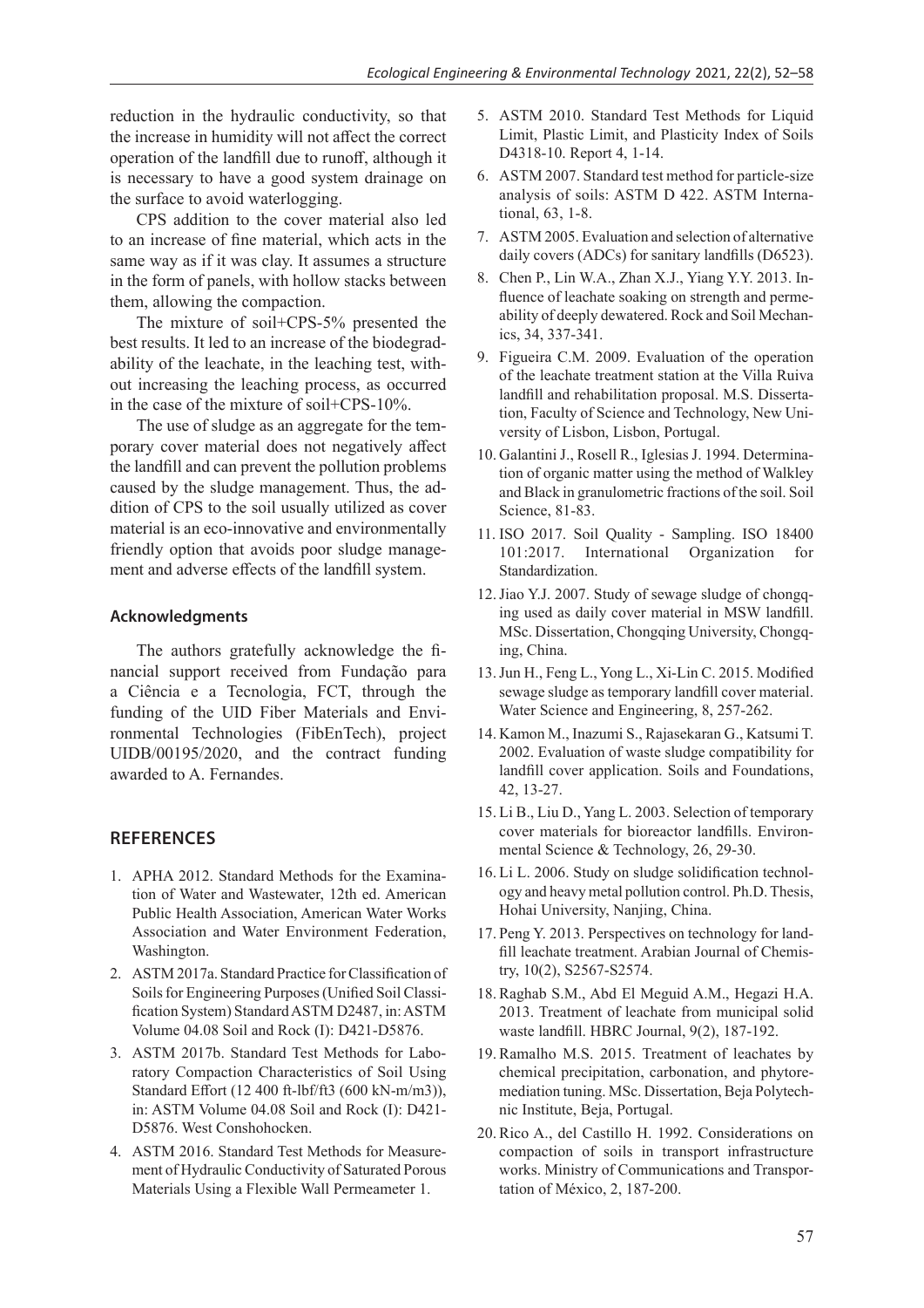reduction in the hydraulic conductivity, so that the increase in humidity will not affect the correct operation of the landfill due to runoff, although it is necessary to have a good system drainage on the surface to avoid waterlogging.

CPS addition to the cover material also led to an increase of fine material, which acts in the same way as if it was clay. It assumes a structure in the form of panels, with hollow stacks between them, allowing the compaction.

The mixture of soil+CPS-5% presented the best results. It led to an increase of the biodegradability of the leachate, in the leaching test, without increasing the leaching process, as occurred in the case of the mixture of soil+CPS-10%.

The use of sludge as an aggregate for the temporary cover material does not negatively affect the landfill and can prevent the pollution problems caused by the sludge management. Thus, the addition of CPS to the soil usually utilized as cover material is an eco-innovative and environmentally friendly option that avoids poor sludge management and adverse effects of the landfill system.

### Acknowledgments

The authors gratefully acknowledge the financial support received from Fundação para a Ciência e a Tecnologia, FCT, through the funding of the UID Fiber Materials and Environmental Technologies (FibEnTech), project UIDB/00195/2020, and the contract funding awarded to A. Fernandes.

## REFERENCES

1. APHA 2012. Standard Methods for the Examination of Water and Wastewater, 12th ed. American Public Health Association, American Water Works Association and Water Environment Federation, Washington.
2. ASTM 2017a. Standard Practice for Classification of Soils for Engineering Purposes (Unified Soil Classification System) Standard ASTM D2487, in: ASTM Volume 04.08 Soil and Rock (I): D421-D5876.
3. ASTM 2017b. Standard Test Methods for Laboratory Compaction Characteristics of Soil Using Standard Effort (12 400 ft-lbf/ft3 (600 kN-m/m3)), in: ASTM Volume 04.08 Soil and Rock (I): D421-D5876. West Conshohocken.
4. ASTM 2016. Standard Test Methods for Measurement of Hydraulic Conductivity of Saturated Porous Materials Using a Flexible Wall Permeameter 1.
5. ASTM 2010. Standard Test Methods for Liquid Limit, Plastic Limit, and Plasticity Index of Soils D4318-10. Report 4, 1-14.
6. ASTM 2007. Standard test method for particle-size analysis of soils: ASTM D 422. ASTM International, 63, 1-8.
7. ASTM 2005. Evaluation and selection of alternative daily covers (ADCs) for sanitary landfills (D6523).
8. Chen P., Lin W.A., Zhan X.J., Yiang Y.Y. 2013. Influence of leachate soaking on strength and permeability of deeply dewatered. Rock and Soil Mechanics, 34, 337-341.
9. Figueira C.M. 2009. Evaluation of the operation of the leachate treatment station at the Villa Ruiva landfill and rehabilitation proposal. M.S. Dissertation, Faculty of Science and Technology, New University of Lisbon, Lisbon, Portugal.
10. Galantini J., Rosell R., Iglesias J. 1994. Determination of organic matter using the method of Walkley and Black in granulometric fractions of the soil. Soil Science, 81-83.
11. ISO 2017. Soil Quality - Sampling. ISO 18400 101:2017. International Organization for Standardization.
12. Jiao Y.J. 2007. Study of sewage sludge of chongqing used as daily cover material in MSW landfill. MSc. Dissertation, Chongqing University, Chongqing, China.
13. Jun H., Feng L., Yong L., Xi-Lin C. 2015. Modified sewage sludge as temporary landfill cover material. Water Science and Engineering, 8, 257-262.
14. Kamon M., Inazumi S., Rajasekaran G., Katsumi T. 2002. Evaluation of waste sludge compatibility for landfill cover application. Soils and Foundations, 42, 13-27.
15. Li B., Liu D., Yang L. 2003. Selection of temporary cover materials for bioreactor landfills. Environmental Science & Technology, 26, 29-30.
16. Li L. 2006. Study on sludge solidification technology and heavy metal pollution control. Ph.D. Thesis, Hohai University, Nanjing, China.
17. Peng Y. 2013. Perspectives on technology for landfill leachate treatment. Arabian Journal of Chemistry, 10(2), S2567-S2574.
18. Raghab S.M., Abd El Meguid A.M., Hegazi H.A. 2013. Treatment of leachate from municipal solid waste landfill. HBRC Journal, 9(2), 187-192.
19. Ramalho M.S. 2015. Treatment of leachates by chemical precipitation, carbonation, and phytoremediation tuning. MSc. Dissertation, Beja Polytechnic Institute, Beja, Portugal.
20. Rico A., del Castillo H. 1992. Considerations on compaction of soils in transport infrastructure works. Ministry of Communications and Transportation of México, 2, 187-200.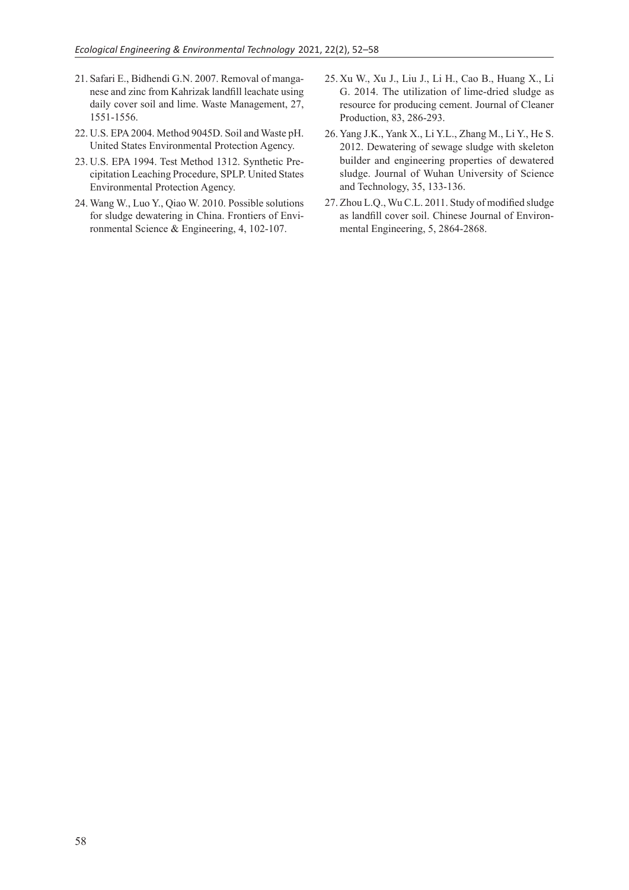21. Safari E., Bidhendi G.N. 2007. Removal of manganese and zinc from Kahrizak landfill leachate using daily cover soil and lime. Waste Management, 27, 1551-1556.
22. U.S. EPA 2004. Method 9045D. Soil and Waste pH. United States Environmental Protection Agency.
23. U.S. EPA 1994. Test Method 1312. Synthetic Precipitation Leaching Procedure, SPLP. United States Environmental Protection Agency.
24. Wang W., Luo Y., Qiao W. 2010. Possible solutions for sludge dewatering in China. Frontiers of Environmental Science & Engineering, 4, 102-107.
25. Xu W., Xu J., Liu J., Li H., Cao B., Huang X., Li G. 2014. The utilization of lime-dried sludge as resource for producing cement. Journal of Cleaner Production, 83, 286-293.
26. Yang J.K., Yank X., Li Y.L., Zhang M., Li Y., He S. 2012. Dewatering of sewage sludge with skeleton builder and engineering properties of dewatered sludge. Journal of Wuhan University of Science and Technology, 35, 133-136.
27. Zhou L.Q., Wu C.L. 2011. Study of modified sludge as landfill cover soil. Chinese Journal of Environmental Engineering, 5, 2864-2868.